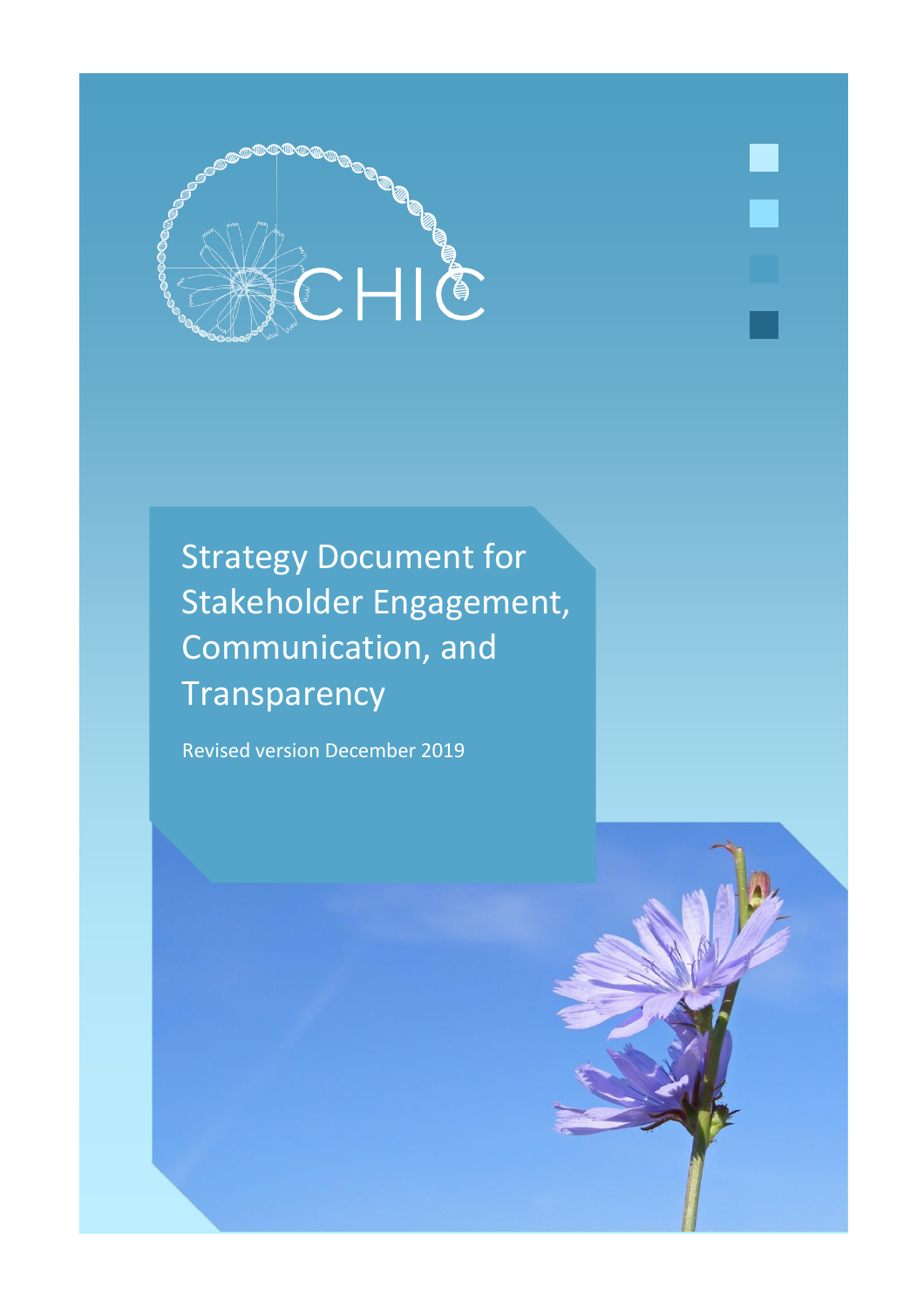CHIC

# Strategy Document for Stakeholder Engagement, Communication, and Transparency

Revised version December 2019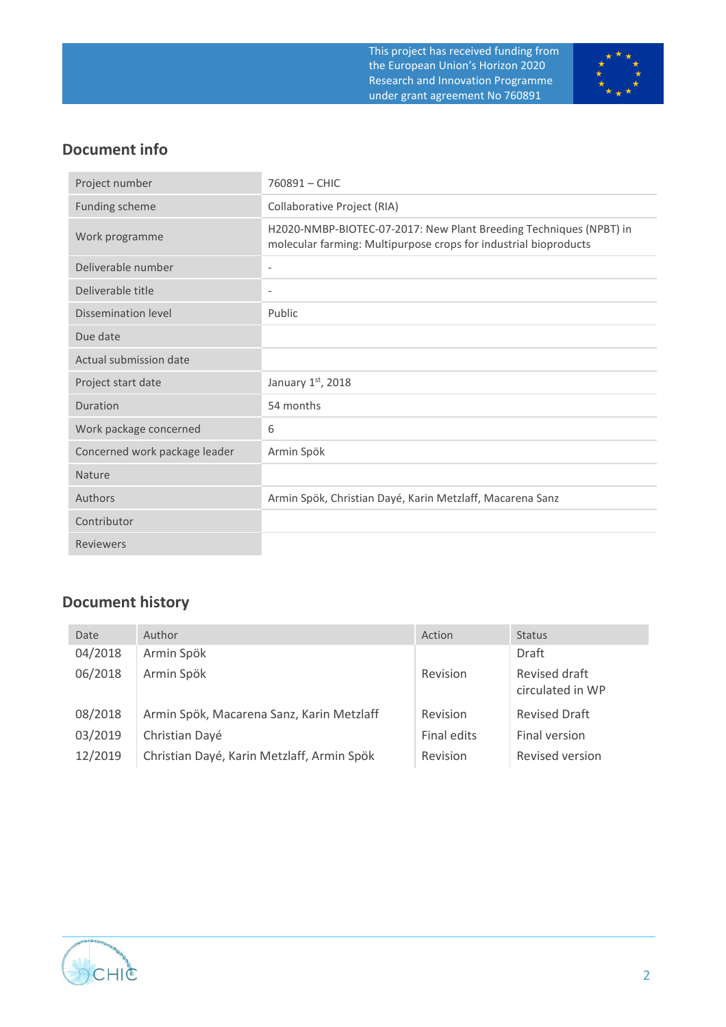This project has received funding from the European Union's Horizon 2020 Research and Innovation Programme under grant agreement No 760891

## Document info

| | |
|---|---|
| Project number | 760891 – CHIC |
| Funding scheme | Collaborative Project (RIA) |
| Work programme | H2020-NMBP-BIOTEC-07-2017: New Plant Breeding Techniques (NPBT) in molecular farming: Multipurpose crops for industrial bioproducts |
| Deliverable number | - |
| Deliverable title | - |
| Dissemination level | Public |
| Due date | |
| Actual submission date | |
| Project start date | January 1st, 2018 |
| Duration | 54 months |
| Work package concerned | 6 |
| Concerned work package leader | Armin Spök |
| Nature | |
| Authors | Armin Spök, Christian Dayé, Karin Metzlaff, Macarena Sanz |
| Contributor | |
| Reviewers | |

## Document history

| Date | Author | Action | Status |
|---|---|---|---|
| 04/2018 | Armin Spök | | Draft |
| 06/2018 | Armin Spök | Revision | Revised draft circulated in WP |
| 08/2018 | Armin Spök, Macarena Sanz, Karin Metzlaff | Revision | Revised Draft |
| 03/2019 | Christian Dayé | Final edits | Final version |
| 12/2019 | Christian Dayé, Karin Metzlaff, Armin Spök | Revision | Revised version |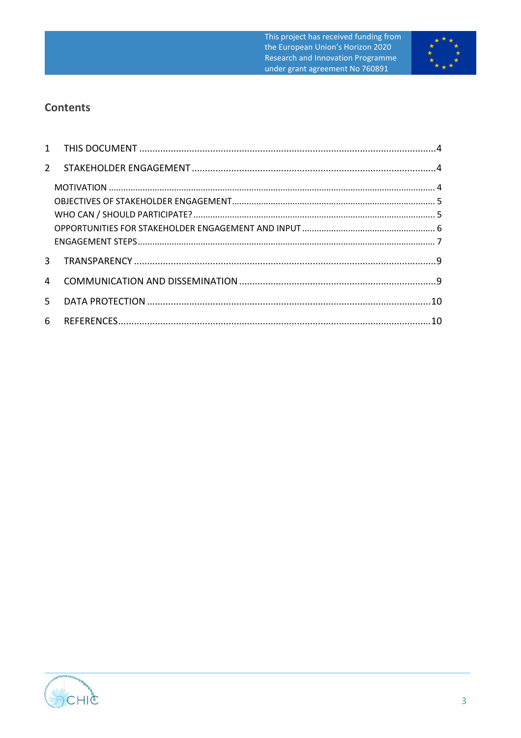## Contents

1 THIS DOCUMENT ....4

2 STAKEHOLDER ENGAGEMENT ....4

- MOTIVATION ....4
- OBJECTIVES OF STAKEHOLDER ENGAGEMENT ....5
- WHO CAN / SHOULD PARTICIPATE? ....5
- OPPORTUNITIES FOR STAKEHOLDER ENGAGEMENT AND INPUT ....6
- ENGAGEMENT STEPS ....7

3 TRANSPARENCY ....9

4 COMMUNICATION AND DISSEMINATION ....9

5 DATA PROTECTION ....10

6 REFERENCES ....10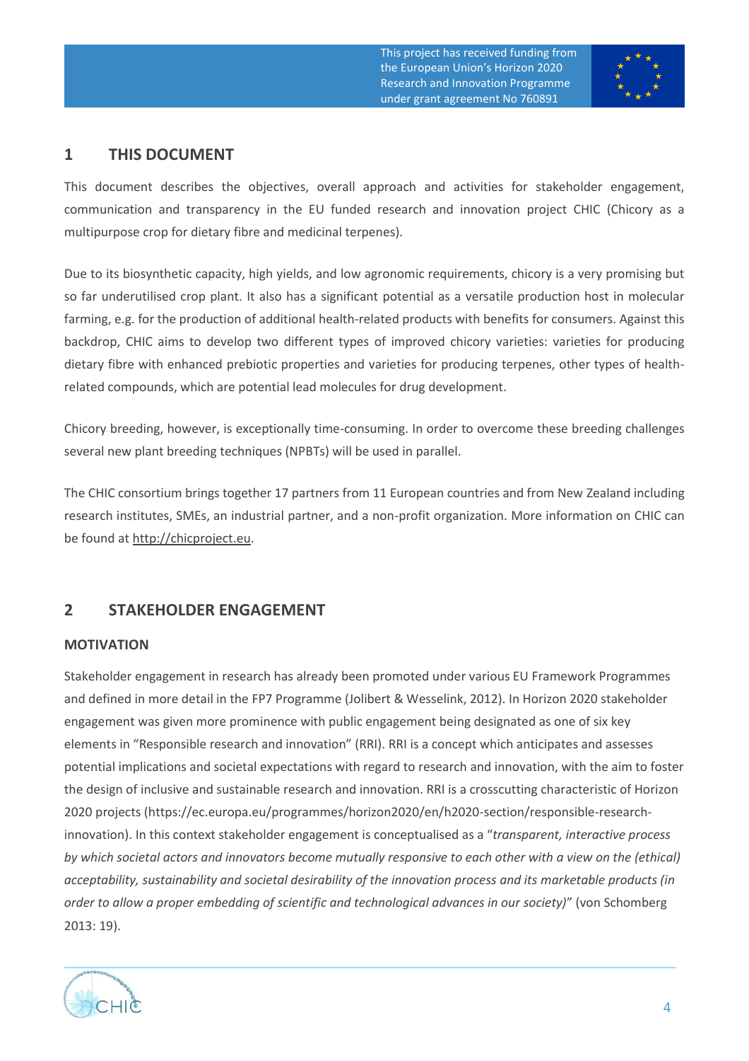# 1 THIS DOCUMENT

This document describes the objectives, overall approach and activities for stakeholder engagement, communication and transparency in the EU funded research and innovation project CHIC (Chicory as a multipurpose crop for dietary fibre and medicinal terpenes).

Due to its biosynthetic capacity, high yields, and low agronomic requirements, chicory is a very promising but so far underutilised crop plant. It also has a significant potential as a versatile production host in molecular farming, e.g. for the production of additional health-related products with benefits for consumers. Against this backdrop, CHIC aims to develop two different types of improved chicory varieties: varieties for producing dietary fibre with enhanced prebiotic properties and varieties for producing terpenes, other types of health-related compounds, which are potential lead molecules for drug development.

Chicory breeding, however, is exceptionally time-consuming. In order to overcome these breeding challenges several new plant breeding techniques (NPBTs) will be used in parallel.

The CHIC consortium brings together 17 partners from 11 European countries and from New Zealand including research institutes, SMEs, an industrial partner, and a non-profit organization. More information on CHIC can be found at http://chicproject.eu.

# 2 STAKEHOLDER ENGAGEMENT

### MOTIVATION

Stakeholder engagement in research has already been promoted under various EU Framework Programmes and defined in more detail in the FP7 Programme (Jolibert & Wesselink, 2012). In Horizon 2020 stakeholder engagement was given more prominence with public engagement being designated as one of six key elements in "Responsible research and innovation" (RRI). RRI is a concept which anticipates and assesses potential implications and societal expectations with regard to research and innovation, with the aim to foster the design of inclusive and sustainable research and innovation. RRI is a crosscutting characteristic of Horizon 2020 projects (https://ec.europa.eu/programmes/horizon2020/en/h2020-section/responsible-research-innovation). In this context stakeholder engagement is conceptualised as a "*transparent, interactive process by which societal actors and innovators become mutually responsive to each other with a view on the (ethical) acceptability, sustainability and societal desirability of the innovation process and its marketable products (in order to allow a proper embedding of scientific and technological advances in our society)*" (von Schomberg 2013: 19).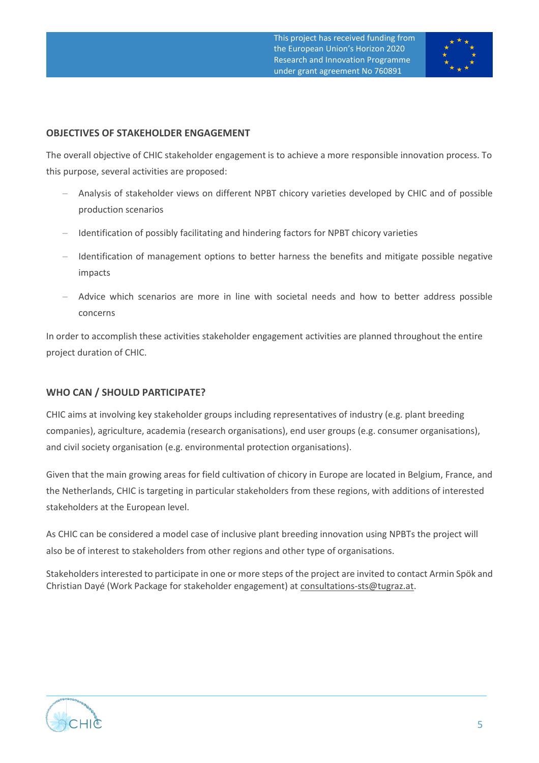## OBJECTIVES OF STAKEHOLDER ENGAGEMENT

The overall objective of CHIC stakeholder engagement is to achieve a more responsible innovation process. To this purpose, several activities are proposed:

- Analysis of stakeholder views on different NPBT chicory varieties developed by CHIC and of possible production scenarios
- Identification of possibly facilitating and hindering factors for NPBT chicory varieties
- Identification of management options to better harness the benefits and mitigate possible negative impacts
- Advice which scenarios are more in line with societal needs and how to better address possible concerns

In order to accomplish these activities stakeholder engagement activities are planned throughout the entire project duration of CHIC.

## WHO CAN / SHOULD PARTICIPATE?

CHIC aims at involving key stakeholder groups including representatives of industry (e.g. plant breeding companies), agriculture, academia (research organisations), end user groups (e.g. consumer organisations), and civil society organisation (e.g. environmental protection organisations).

Given that the main growing areas for field cultivation of chicory in Europe are located in Belgium, France, and the Netherlands, CHIC is targeting in particular stakeholders from these regions, with additions of interested stakeholders at the European level.

As CHIC can be considered a model case of inclusive plant breeding innovation using NPBTs the project will also be of interest to stakeholders from other regions and other type of organisations.

Stakeholders interested to participate in one or more steps of the project are invited to contact Armin Spök and Christian Dayé (Work Package for stakeholder engagement) at consultations-sts@tugraz.at.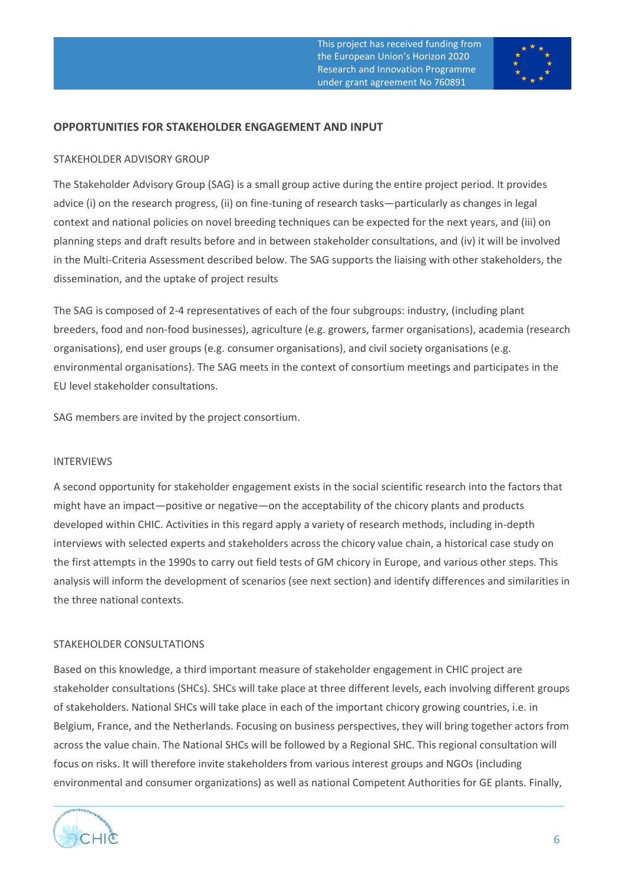## OPPORTUNITIES FOR STAKEHOLDER ENGAGEMENT AND INPUT

### STAKEHOLDER ADVISORY GROUP

The Stakeholder Advisory Group (SAG) is a small group active during the entire project period. It provides advice (i) on the research progress, (ii) on fine-tuning of research tasks—particularly as changes in legal context and national policies on novel breeding techniques can be expected for the next years, and (iii) on planning steps and draft results before and in between stakeholder consultations, and (iv) it will be involved in the Multi-Criteria Assessment described below. The SAG supports the liaising with other stakeholders, the dissemination, and the uptake of project results

The SAG is composed of 2-4 representatives of each of the four subgroups: industry, (including plant breeders, food and non-food businesses), agriculture (e.g. growers, farmer organisations), academia (research organisations), end user groups (e.g. consumer organisations), and civil society organisations (e.g. environmental organisations). The SAG meets in the context of consortium meetings and participates in the EU level stakeholder consultations.

SAG members are invited by the project consortium.

### INTERVIEWS

A second opportunity for stakeholder engagement exists in the social scientific research into the factors that might have an impact—positive or negative—on the acceptability of the chicory plants and products developed within CHIC. Activities in this regard apply a variety of research methods, including in-depth interviews with selected experts and stakeholders across the chicory value chain, a historical case study on the first attempts in the 1990s to carry out field tests of GM chicory in Europe, and various other steps. This analysis will inform the development of scenarios (see next section) and identify differences and similarities in the three national contexts.

### STAKEHOLDER CONSULTATIONS

Based on this knowledge, a third important measure of stakeholder engagement in CHIC project are stakeholder consultations (SHCs). SHCs will take place at three different levels, each involving different groups of stakeholders. National SHCs will take place in each of the important chicory growing countries, i.e. in Belgium, France, and the Netherlands. Focusing on business perspectives, they will bring together actors from across the value chain. The National SHCs will be followed by a Regional SHC. This regional consultation will focus on risks. It will therefore invite stakeholders from various interest groups and NGOs (including environmental and consumer organizations) as well as national Competent Authorities for GE plants. Finally,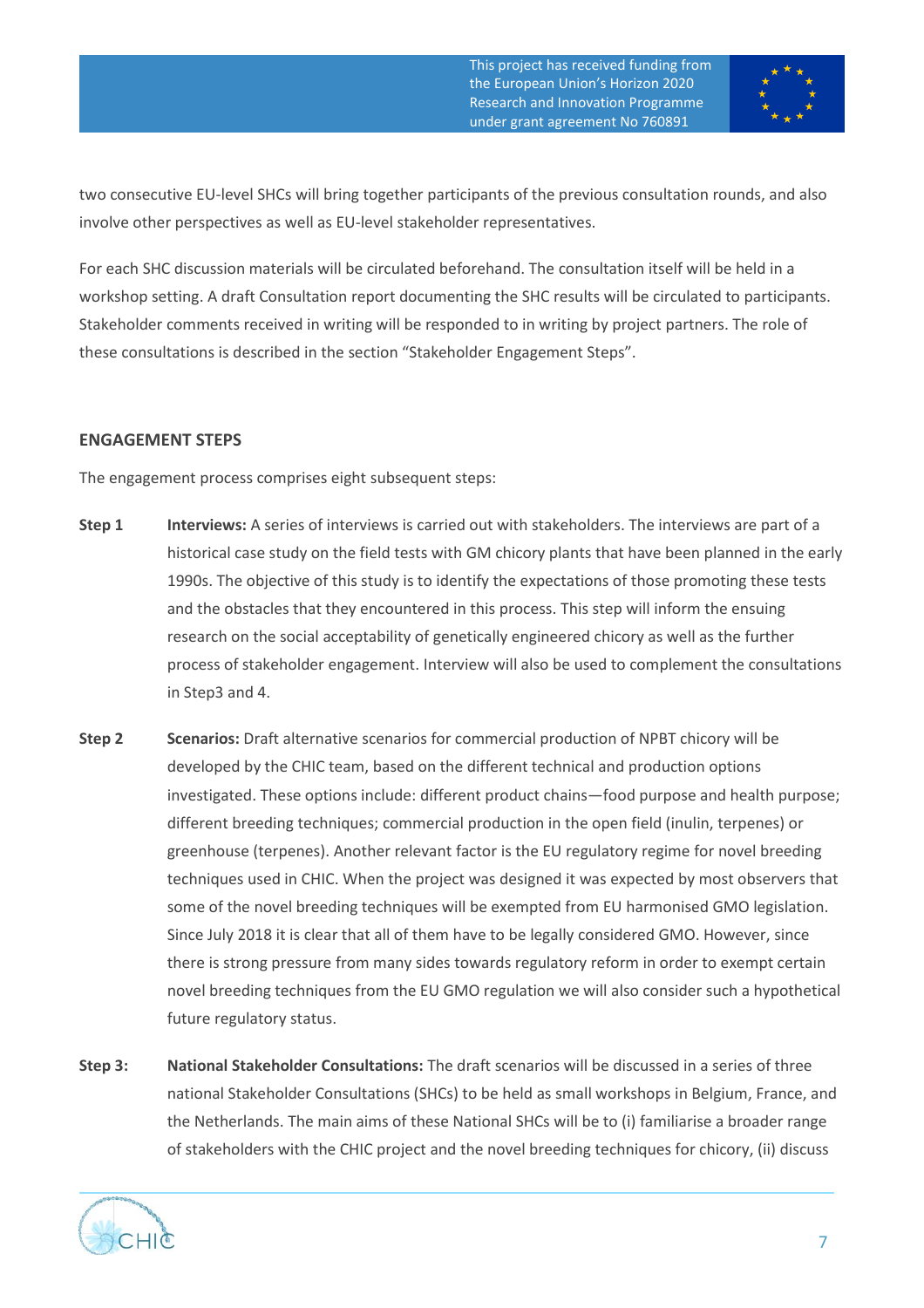two consecutive EU-level SHCs will bring together participants of the previous consultation rounds, and also involve other perspectives as well as EU-level stakeholder representatives.

For each SHC discussion materials will be circulated beforehand. The consultation itself will be held in a workshop setting. A draft Consultation report documenting the SHC results will be circulated to participants. Stakeholder comments received in writing will be responded to in writing by project partners. The role of these consultations is described in the section "Stakeholder Engagement Steps".

## ENGAGEMENT STEPS

The engagement process comprises eight subsequent steps:

**Step 1** **Interviews:** A series of interviews is carried out with stakeholders. The interviews are part of a historical case study on the field tests with GM chicory plants that have been planned in the early 1990s. The objective of this study is to identify the expectations of those promoting these tests and the obstacles that they encountered in this process. This step will inform the ensuing research on the social acceptability of genetically engineered chicory as well as the further process of stakeholder engagement. Interview will also be used to complement the consultations in Step3 and 4.

**Step 2** **Scenarios:** Draft alternative scenarios for commercial production of NPBT chicory will be developed by the CHIC team, based on the different technical and production options investigated. These options include: different product chains—food purpose and health purpose; different breeding techniques; commercial production in the open field (inulin, terpenes) or greenhouse (terpenes). Another relevant factor is the EU regulatory regime for novel breeding techniques used in CHIC. When the project was designed it was expected by most observers that some of the novel breeding techniques will be exempted from EU harmonised GMO legislation. Since July 2018 it is clear that all of them have to be legally considered GMO. However, since there is strong pressure from many sides towards regulatory reform in order to exempt certain novel breeding techniques from the EU GMO regulation we will also consider such a hypothetical future regulatory status.

**Step 3:** **National Stakeholder Consultations:** The draft scenarios will be discussed in a series of three national Stakeholder Consultations (SHCs) to be held as small workshops in Belgium, France, and the Netherlands. The main aims of these National SHCs will be to (i) familiarise a broader range of stakeholders with the CHIC project and the novel breeding techniques for chicory, (ii) discuss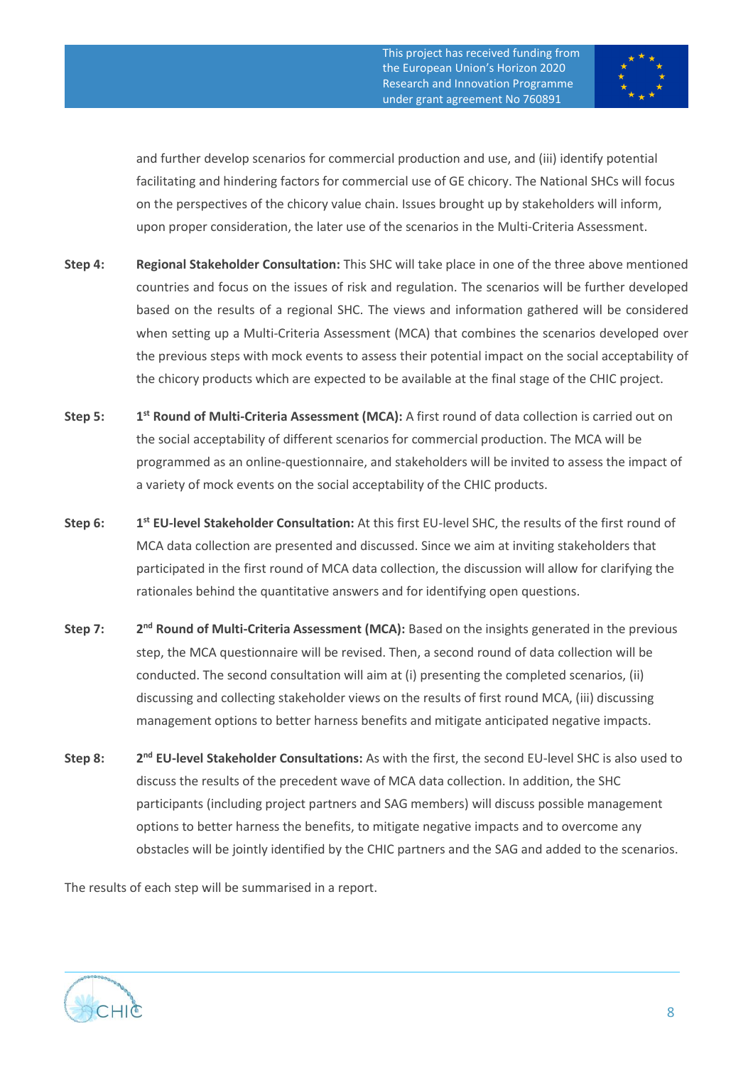and further develop scenarios for commercial production and use, and (iii) identify potential facilitating and hindering factors for commercial use of GE chicory. The National SHCs will focus on the perspectives of the chicory value chain. Issues brought up by stakeholders will inform, upon proper consideration, the later use of the scenarios in the Multi-Criteria Assessment.

**Step 4:** **Regional Stakeholder Consultation:** This SHC will take place in one of the three above mentioned countries and focus on the issues of risk and regulation. The scenarios will be further developed based on the results of a regional SHC. The views and information gathered will be considered when setting up a Multi-Criteria Assessment (MCA) that combines the scenarios developed over the previous steps with mock events to assess their potential impact on the social acceptability of the chicory products which are expected to be available at the final stage of the CHIC project.

**Step 5:** **1st Round of Multi-Criteria Assessment (MCA):** A first round of data collection is carried out on the social acceptability of different scenarios for commercial production. The MCA will be programmed as an online-questionnaire, and stakeholders will be invited to assess the impact of a variety of mock events on the social acceptability of the CHIC products.

**Step 6:** **1st EU-level Stakeholder Consultation:** At this first EU-level SHC, the results of the first round of MCA data collection are presented and discussed. Since we aim at inviting stakeholders that participated in the first round of MCA data collection, the discussion will allow for clarifying the rationales behind the quantitative answers and for identifying open questions.

**Step 7:** **2nd Round of Multi-Criteria Assessment (MCA):** Based on the insights generated in the previous step, the MCA questionnaire will be revised. Then, a second round of data collection will be conducted. The second consultation will aim at (i) presenting the completed scenarios, (ii) discussing and collecting stakeholder views on the results of first round MCA, (iii) discussing management options to better harness benefits and mitigate anticipated negative impacts.

**Step 8:** **2nd EU-level Stakeholder Consultations:** As with the first, the second EU-level SHC is also used to discuss the results of the precedent wave of MCA data collection. In addition, the SHC participants (including project partners and SAG members) will discuss possible management options to better harness the benefits, to mitigate negative impacts and to overcome any obstacles will be jointly identified by the CHIC partners and the SAG and added to the scenarios.

The results of each step will be summarised in a report.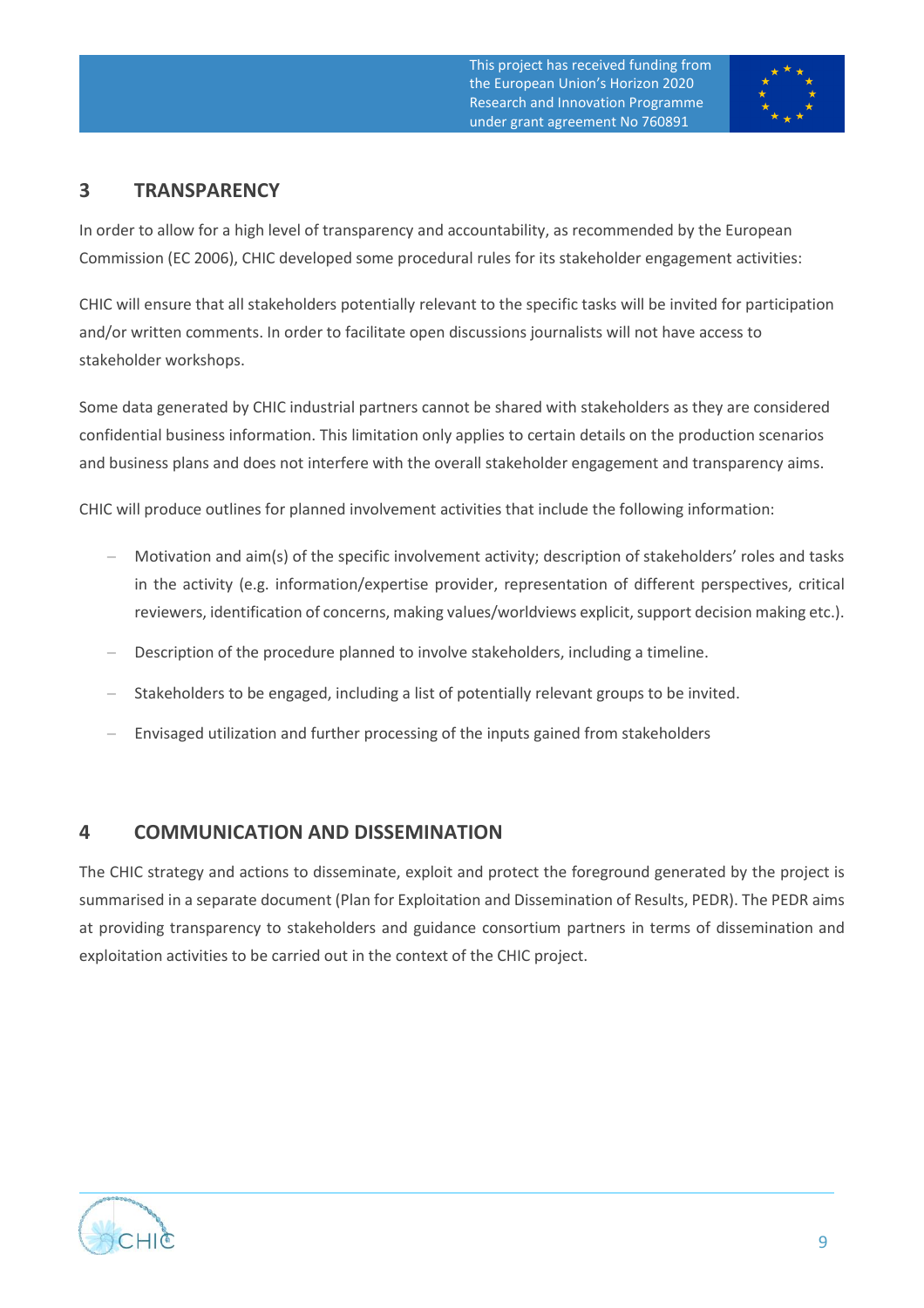## 3 TRANSPARENCY

In order to allow for a high level of transparency and accountability, as recommended by the European Commission (EC 2006), CHIC developed some procedural rules for its stakeholder engagement activities:

CHIC will ensure that all stakeholders potentially relevant to the specific tasks will be invited for participation and/or written comments. In order to facilitate open discussions journalists will not have access to stakeholder workshops.

Some data generated by CHIC industrial partners cannot be shared with stakeholders as they are considered confidential business information. This limitation only applies to certain details on the production scenarios and business plans and does not interfere with the overall stakeholder engagement and transparency aims.

CHIC will produce outlines for planned involvement activities that include the following information:

- Motivation and aim(s) of the specific involvement activity; description of stakeholders' roles and tasks in the activity (e.g. information/expertise provider, representation of different perspectives, critical reviewers, identification of concerns, making values/worldviews explicit, support decision making etc.).
- Description of the procedure planned to involve stakeholders, including a timeline.
- Stakeholders to be engaged, including a list of potentially relevant groups to be invited.
- Envisaged utilization and further processing of the inputs gained from stakeholders

## 4 COMMUNICATION AND DISSEMINATION

The CHIC strategy and actions to disseminate, exploit and protect the foreground generated by the project is summarised in a separate document (Plan for Exploitation and Dissemination of Results, PEDR). The PEDR aims at providing transparency to stakeholders and guidance consortium partners in terms of dissemination and exploitation activities to be carried out in the context of the CHIC project.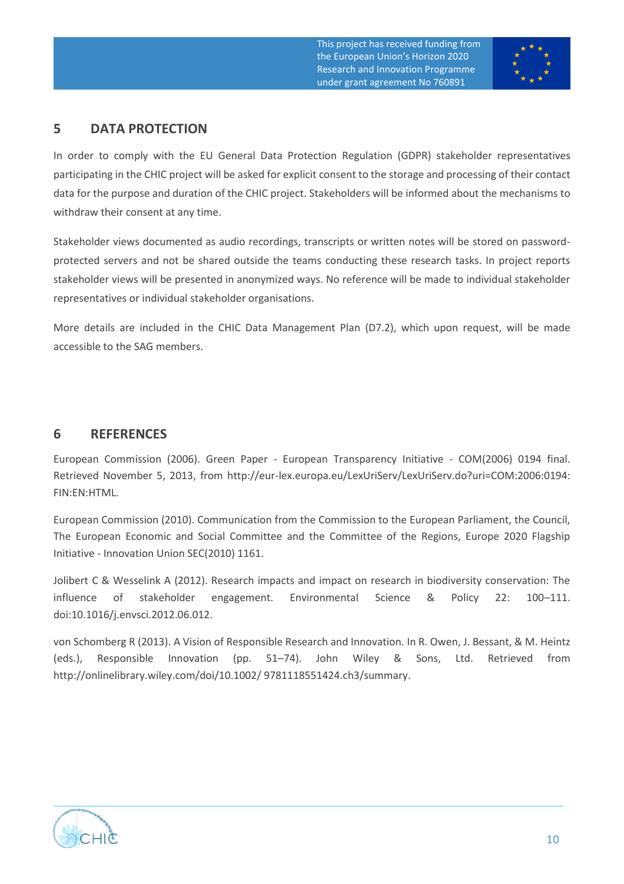## 5 DATA PROTECTION

In order to comply with the EU General Data Protection Regulation (GDPR) stakeholder representatives participating in the CHIC project will be asked for explicit consent to the storage and processing of their contact data for the purpose and duration of the CHIC project. Stakeholders will be informed about the mechanisms to withdraw their consent at any time.

Stakeholder views documented as audio recordings, transcripts or written notes will be stored on password-protected servers and not be shared outside the teams conducting these research tasks. In project reports stakeholder views will be presented in anonymized ways. No reference will be made to individual stakeholder representatives or individual stakeholder organisations.

More details are included in the CHIC Data Management Plan (D7.2), which upon request, will be made accessible to the SAG members.

## 6 REFERENCES

European Commission (2006). Green Paper - European Transparency Initiative - COM(2006) 0194 final. Retrieved November 5, 2013, from http://eur-lex.europa.eu/LexUriServ/LexUriServ.do?uri=COM:2006:0194:FIN:EN:HTML.

European Commission (2010). Communication from the Commission to the European Parliament, the Council, The European Economic and Social Committee and the Committee of the Regions, Europe 2020 Flagship Initiative - Innovation Union SEC(2010) 1161.

Jolibert C & Wesselink A (2012). Research impacts and impact on research in biodiversity conservation: The influence of stakeholder engagement. Environmental Science & Policy 22: 100–111. doi:10.1016/j.envsci.2012.06.012.

von Schomberg R (2013). A Vision of Responsible Research and Innovation. In R. Owen, J. Bessant, & M. Heintz (eds.), Responsible Innovation (pp. 51–74). John Wiley & Sons, Ltd. Retrieved from http://onlinelibrary.wiley.com/doi/10.1002/ 9781118551424.ch3/summary.